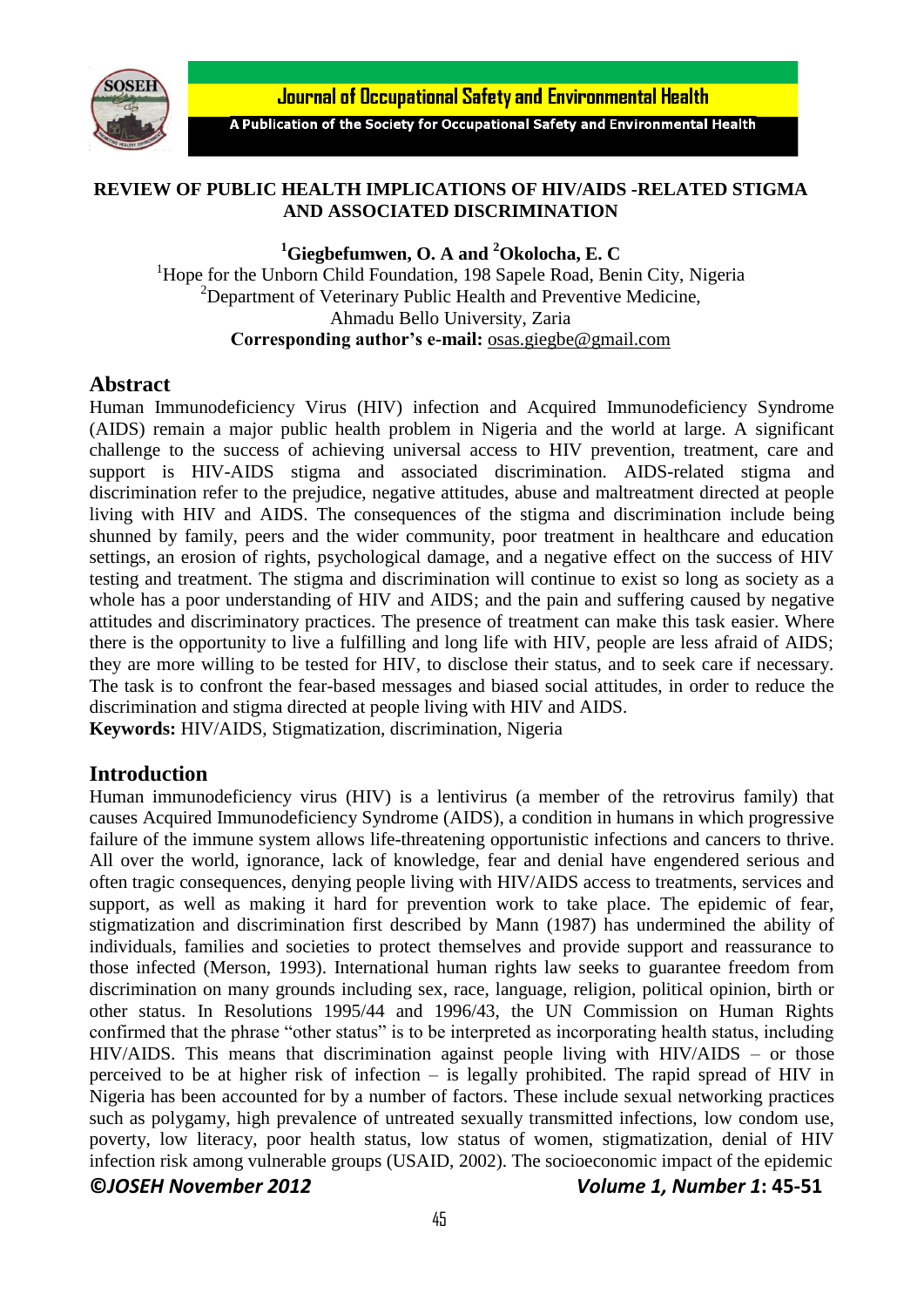# REVIEW OF PUBLIC HEALTH IMPLICATIONS OF HIV/AIDS -RELATED STIGMA AND ASSOCIATED DISCRIMINATION

**[1]Giegbefumwen, O. A and [2]Okolocha, E. C**

[1]Hope for the Unborn Child Foundation, 198 Sapele Road, Benin City, Nigeria
[2]Department of Veterinary Public Health and Preventive Medicine, Ahmadu Bello University, Zaria
**Corresponding author's e-mail:** osas.giegbe@gmail.com

## Abstract

Human Immunodeficiency Virus (HIV) infection and Acquired Immunodeficiency Syndrome (AIDS) remain a major public health problem in Nigeria and the world at large. A significant challenge to the success of achieving universal access to HIV prevention, treatment, care and support is HIV-AIDS stigma and associated discrimination. AIDS-related stigma and discrimination refer to the prejudice, negative attitudes, abuse and maltreatment directed at people living with HIV and AIDS. The consequences of the stigma and discrimination include being shunned by family, peers and the wider community, poor treatment in healthcare and education settings, an erosion of rights, psychological damage, and a negative effect on the success of HIV testing and treatment. The stigma and discrimination will continue to exist so long as society as a whole has a poor understanding of HIV and AIDS; and the pain and suffering caused by negative attitudes and discriminatory practices. The presence of treatment can make this task easier. Where there is the opportunity to live a fulfilling and long life with HIV, people are less afraid of AIDS; they are more willing to be tested for HIV, to disclose their status, and to seek care if necessary. The task is to confront the fear-based messages and biased social attitudes, in order to reduce the discrimination and stigma directed at people living with HIV and AIDS.

**Keywords:** HIV/AIDS, Stigmatization, discrimination, Nigeria

## Introduction

Human immunodeficiency virus (HIV) is a lentivirus (a member of the retrovirus family) that causes Acquired Immunodeficiency Syndrome (AIDS), a condition in humans in which progressive failure of the immune system allows life-threatening opportunistic infections and cancers to thrive. All over the world, ignorance, lack of knowledge, fear and denial have engendered serious and often tragic consequences, denying people living with HIV/AIDS access to treatments, services and support, as well as making it hard for prevention work to take place. The epidemic of fear, stigmatization and discrimination first described by Mann (1987) has undermined the ability of individuals, families and societies to protect themselves and provide support and reassurance to those infected (Merson, 1993). International human rights law seeks to guarantee freedom from discrimination on many grounds including sex, race, language, religion, political opinion, birth or other status. In Resolutions 1995/44 and 1996/43, the UN Commission on Human Rights confirmed that the phrase "other status" is to be interpreted as incorporating health status, including HIV/AIDS. This means that discrimination against people living with HIV/AIDS – or those perceived to be at higher risk of infection – is legally prohibited. The rapid spread of HIV in Nigeria has been accounted for by a number of factors. These include sexual networking practices such as polygamy, high prevalence of untreated sexually transmitted infections, low condom use, poverty, low literacy, poor health status, low status of women, stigmatization, denial of HIV infection risk among vulnerable groups (USAID, 2002). The socioeconomic impact of the epidemic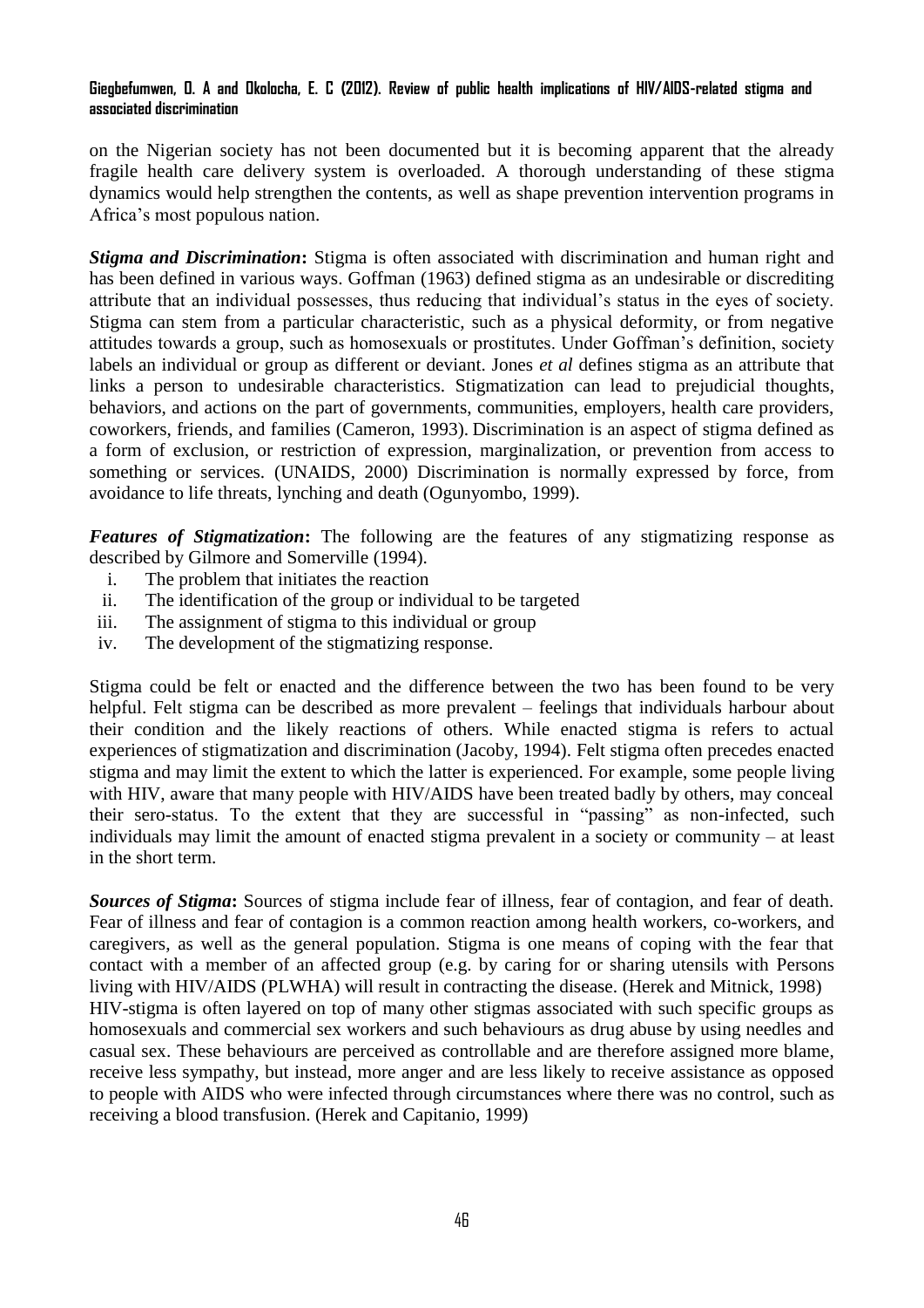on the Nigerian society has not been documented but it is becoming apparent that the already fragile health care delivery system is overloaded. A thorough understanding of these stigma dynamics would help strengthen the contents, as well as shape prevention intervention programs in Africa's most populous nation.

***Stigma and Discrimination*:** Stigma is often associated with discrimination and human right and has been defined in various ways. Goffman (1963) defined stigma as an undesirable or discrediting attribute that an individual possesses, thus reducing that individual's status in the eyes of society. Stigma can stem from a particular characteristic, such as a physical deformity, or from negative attitudes towards a group, such as homosexuals or prostitutes. Under Goffman's definition, society labels an individual or group as different or deviant. Jones *et al* defines stigma as an attribute that links a person to undesirable characteristics. Stigmatization can lead to prejudicial thoughts, behaviors, and actions on the part of governments, communities, employers, health care providers, coworkers, friends, and families (Cameron, 1993). Discrimination is an aspect of stigma defined as a form of exclusion, or restriction of expression, marginalization, or prevention from access to something or services. (UNAIDS, 2000) Discrimination is normally expressed by force, from avoidance to life threats, lynching and death (Ogunyombo, 1999).

***Features of Stigmatization*:** The following are the features of any stigmatizing response as described by Gilmore and Somerville (1994).

i. The problem that initiates the reaction
ii. The identification of the group or individual to be targeted
iii. The assignment of stigma to this individual or group
iv. The development of the stigmatizing response.

Stigma could be felt or enacted and the difference between the two has been found to be very helpful. Felt stigma can be described as more prevalent – feelings that individuals harbour about their condition and the likely reactions of others. While enacted stigma is refers to actual experiences of stigmatization and discrimination (Jacoby, 1994). Felt stigma often precedes enacted stigma and may limit the extent to which the latter is experienced. For example, some people living with HIV, aware that many people with HIV/AIDS have been treated badly by others, may conceal their sero-status. To the extent that they are successful in "passing" as non-infected, such individuals may limit the amount of enacted stigma prevalent in a society or community – at least in the short term.

***Sources of Stigma*:** Sources of stigma include fear of illness, fear of contagion, and fear of death. Fear of illness and fear of contagion is a common reaction among health workers, co-workers, and caregivers, as well as the general population. Stigma is one means of coping with the fear that contact with a member of an affected group (e.g. by caring for or sharing utensils with Persons living with HIV/AIDS (PLWHA) will result in contracting the disease. (Herek and Mitnick, 1998)
HIV-stigma is often layered on top of many other stigmas associated with such specific groups as homosexuals and commercial sex workers and such behaviours as drug abuse by using needles and casual sex. These behaviours are perceived as controllable and are therefore assigned more blame, receive less sympathy, but instead, more anger and are less likely to receive assistance as opposed to people with AIDS who were infected through circumstances where there was no control, such as receiving a blood transfusion. (Herek and Capitanio, 1999)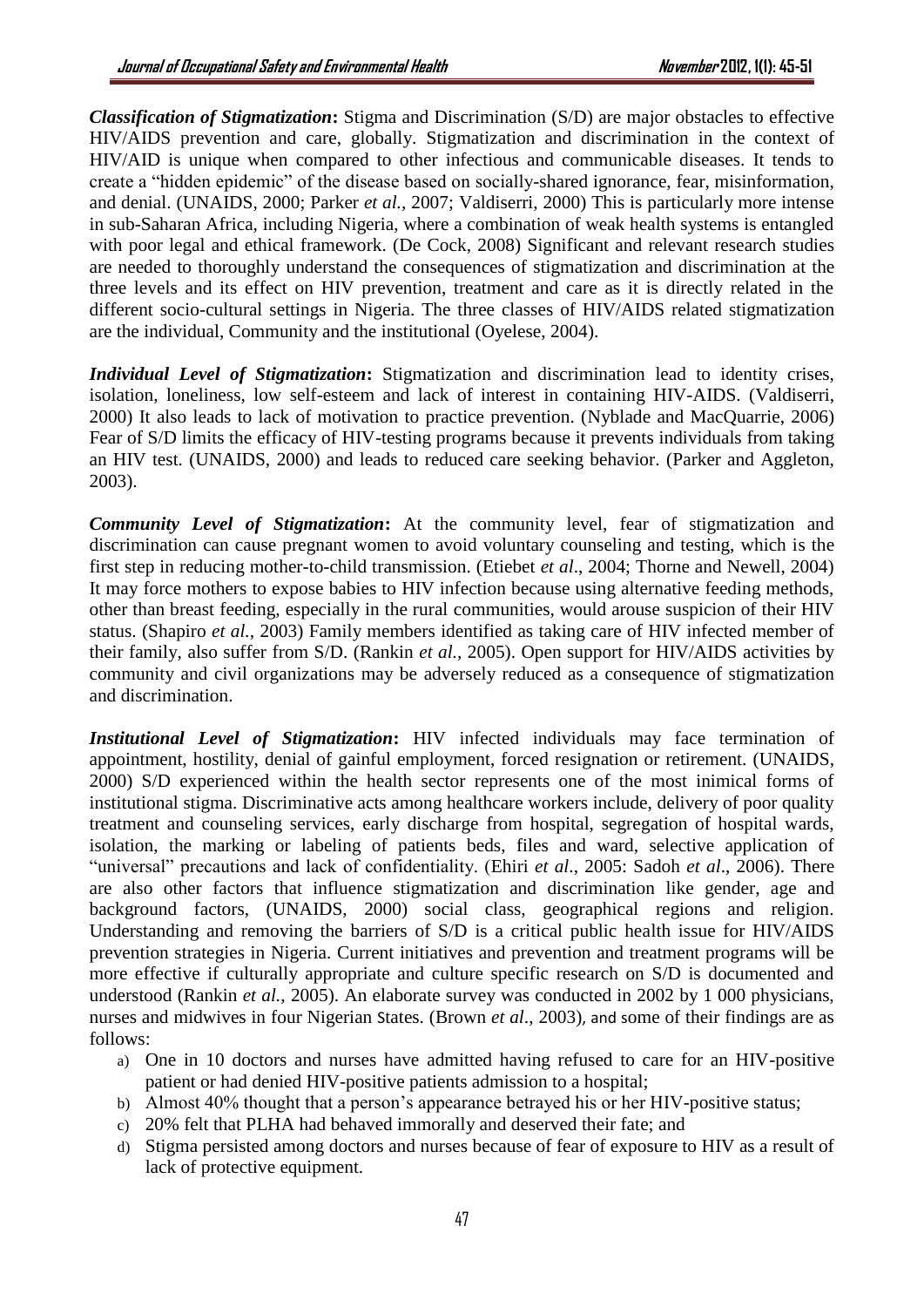***Classification of Stigmatization*:** Stigma and Discrimination (S/D) are major obstacles to effective HIV/AIDS prevention and care, globally. Stigmatization and discrimination in the context of HIV/AID is unique when compared to other infectious and communicable diseases. It tends to create a "hidden epidemic" of the disease based on socially-shared ignorance, fear, misinformation, and denial. (UNAIDS, 2000; Parker *et al.*, 2007; Valdiserri, 2000) This is particularly more intense in sub-Saharan Africa, including Nigeria, where a combination of weak health systems is entangled with poor legal and ethical framework. (De Cock, 2008) Significant and relevant research studies are needed to thoroughly understand the consequences of stigmatization and discrimination at the three levels and its effect on HIV prevention, treatment and care as it is directly related in the different socio-cultural settings in Nigeria. The three classes of HIV/AIDS related stigmatization are the individual, Community and the institutional (Oyelese, 2004).

***Individual Level of Stigmatization*:** Stigmatization and discrimination lead to identity crises, isolation, loneliness, low self-esteem and lack of interest in containing HIV-AIDS. (Valdiserri, 2000) It also leads to lack of motivation to practice prevention. (Nyblade and MacQuarrie, 2006) Fear of S/D limits the efficacy of HIV-testing programs because it prevents individuals from taking an HIV test. (UNAIDS, 2000) and leads to reduced care seeking behavior. (Parker and Aggleton, 2003).

***Community Level of Stigmatization*:** At the community level, fear of stigmatization and discrimination can cause pregnant women to avoid voluntary counseling and testing, which is the first step in reducing mother-to-child transmission. (Etiebet *et al*., 2004; Thorne and Newell, 2004) It may force mothers to expose babies to HIV infection because using alternative feeding methods, other than breast feeding, especially in the rural communities, would arouse suspicion of their HIV status. (Shapiro *et al.,* 2003) Family members identified as taking care of HIV infected member of their family, also suffer from S/D. (Rankin *et al.,* 2005). Open support for HIV/AIDS activities by community and civil organizations may be adversely reduced as a consequence of stigmatization and discrimination.

***Institutional Level of Stigmatization*:** HIV infected individuals may face termination of appointment, hostility, denial of gainful employment, forced resignation or retirement. (UNAIDS, 2000) S/D experienced within the health sector represents one of the most inimical forms of institutional stigma. Discriminative acts among healthcare workers include, delivery of poor quality treatment and counseling services, early discharge from hospital, segregation of hospital wards, isolation, the marking or labeling of patients beds, files and ward, selective application of "universal" precautions and lack of confidentiality. (Ehiri *et al*., 2005: Sadoh *et al*., 2006). There are also other factors that influence stigmatization and discrimination like gender, age and background factors, (UNAIDS, 2000) social class, geographical regions and religion. Understanding and removing the barriers of S/D is a critical public health issue for HIV/AIDS prevention strategies in Nigeria. Current initiatives and prevention and treatment programs will be more effective if culturally appropriate and culture specific research on S/D is documented and understood (Rankin *et al.*, 2005). An elaborate survey was conducted in 2002 by 1 000 physicians, nurses and midwives in four Nigerian States. (Brown *et al*., 2003), and some of their findings are as follows:

a) One in 10 doctors and nurses have admitted having refused to care for an HIV-positive patient or had denied HIV-positive patients admission to a hospital;
b) Almost 40% thought that a person's appearance betrayed his or her HIV-positive status;
c) 20% felt that PLHA had behaved immorally and deserved their fate; and
d) Stigma persisted among doctors and nurses because of fear of exposure to HIV as a result of lack of protective equipment.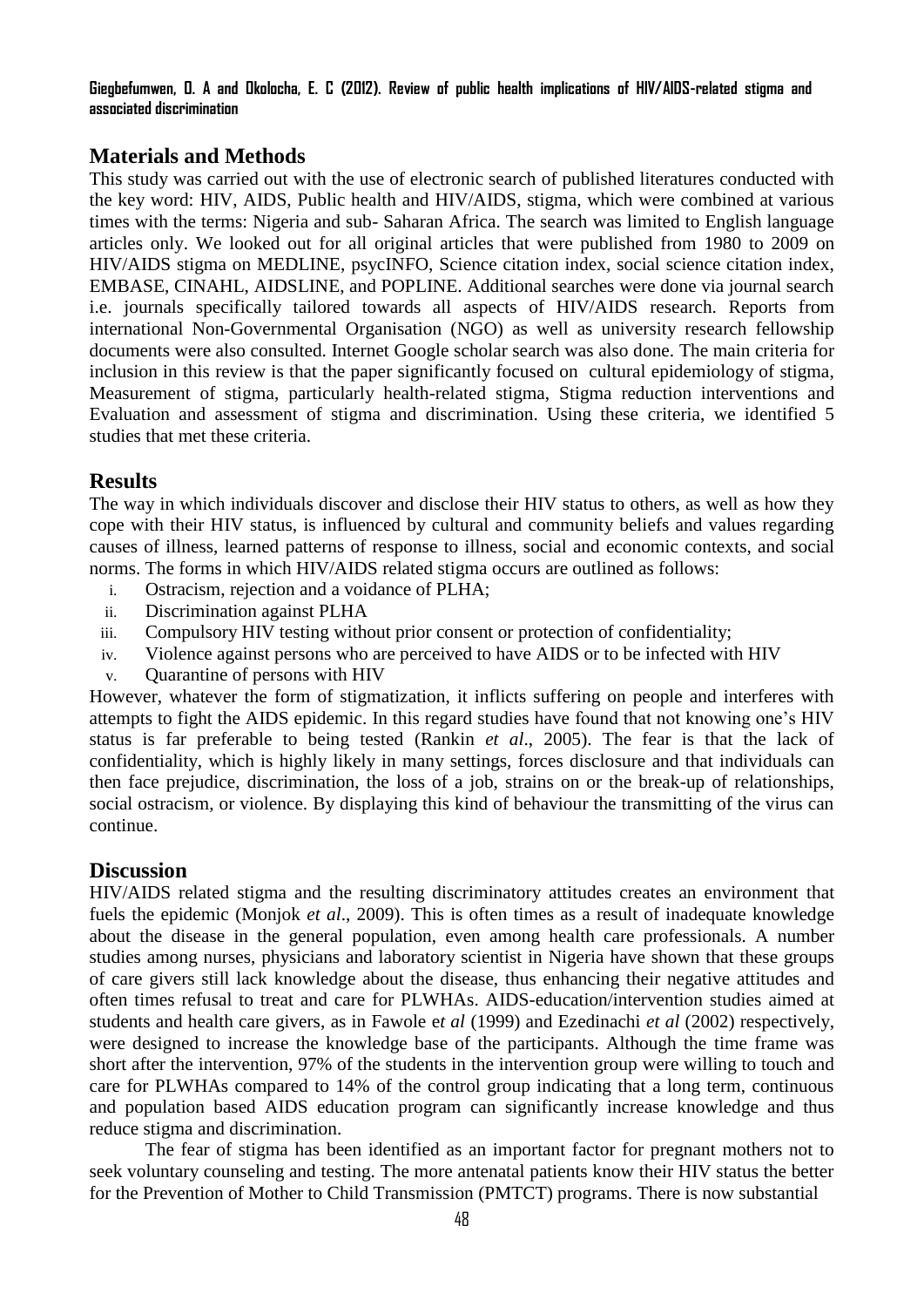## Materials and Methods

This study was carried out with the use of electronic search of published literatures conducted with the key word: HIV, AIDS, Public health and HIV/AIDS, stigma, which were combined at various times with the terms: Nigeria and sub- Saharan Africa. The search was limited to English language articles only. We looked out for all original articles that were published from 1980 to 2009 on HIV/AIDS stigma on MEDLINE, psycINFO, Science citation index, social science citation index, EMBASE, CINAHL, AIDSLINE, and POPLINE. Additional searches were done via journal search i.e. journals specifically tailored towards all aspects of HIV/AIDS research. Reports from international Non-Governmental Organisation (NGO) as well as university research fellowship documents were also consulted. Internet Google scholar search was also done. The main criteria for inclusion in this review is that the paper significantly focused on cultural epidemiology of stigma, Measurement of stigma, particularly health-related stigma, Stigma reduction interventions and Evaluation and assessment of stigma and discrimination. Using these criteria, we identified 5 studies that met these criteria.

## Results

The way in which individuals discover and disclose their HIV status to others, as well as how they cope with their HIV status, is influenced by cultural and community beliefs and values regarding causes of illness, learned patterns of response to illness, social and economic contexts, and social norms. The forms in which HIV/AIDS related stigma occurs are outlined as follows:

i. Ostracism, rejection and a voidance of PLHA;
ii. Discrimination against PLHA
iii. Compulsory HIV testing without prior consent or protection of confidentiality;
iv. Violence against persons who are perceived to have AIDS or to be infected with HIV
v. Quarantine of persons with HIV

However, whatever the form of stigmatization, it inflicts suffering on people and interferes with attempts to fight the AIDS epidemic. In this regard studies have found that not knowing one's HIV status is far preferable to being tested (Rankin *et al*., 2005). The fear is that the lack of confidentiality, which is highly likely in many settings, forces disclosure and that individuals can then face prejudice, discrimination, the loss of a job, strains on or the break-up of relationships, social ostracism, or violence. By displaying this kind of behaviour the transmitting of the virus can continue.

## Discussion

HIV/AIDS related stigma and the resulting discriminatory attitudes creates an environment that fuels the epidemic (Monjok *et al*., 2009). This is often times as a result of inadequate knowledge about the disease in the general population, even among health care professionals. A number studies among nurses, physicians and laboratory scientist in Nigeria have shown that these groups of care givers still lack knowledge about the disease, thus enhancing their negative attitudes and often times refusal to treat and care for PLWHAs. AIDS-education/intervention studies aimed at students and health care givers, as in Fawole e*t al* (1999) and Ezedinachi *et al* (2002) respectively, were designed to increase the knowledge base of the participants. Although the time frame was short after the intervention, 97% of the students in the intervention group were willing to touch and care for PLWHAs compared to 14% of the control group indicating that a long term, continuous and population based AIDS education program can significantly increase knowledge and thus reduce stigma and discrimination.

The fear of stigma has been identified as an important factor for pregnant mothers not to seek voluntary counseling and testing. The more antenatal patients know their HIV status the better for the Prevention of Mother to Child Transmission (PMTCT) programs. There is now substantial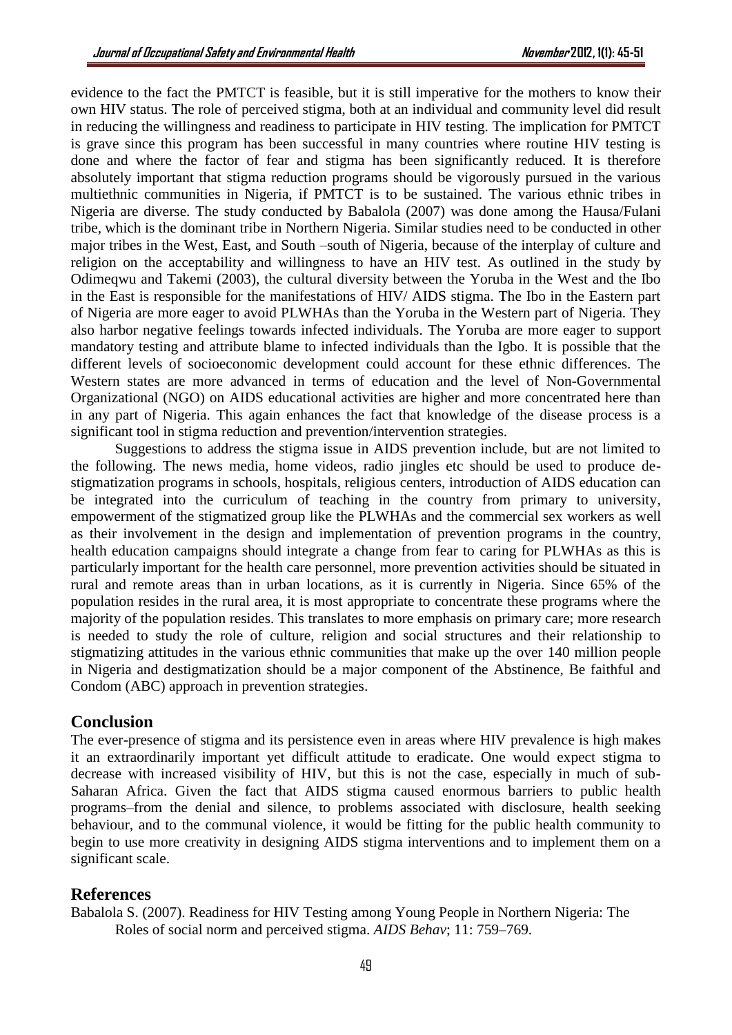evidence to the fact the PMTCT is feasible, but it is still imperative for the mothers to know their own HIV status. The role of perceived stigma, both at an individual and community level did result in reducing the willingness and readiness to participate in HIV testing. The implication for PMTCT is grave since this program has been successful in many countries where routine HIV testing is done and where the factor of fear and stigma has been significantly reduced. It is therefore absolutely important that stigma reduction programs should be vigorously pursued in the various multiethnic communities in Nigeria, if PMTCT is to be sustained. The various ethnic tribes in Nigeria are diverse. The study conducted by Babalola (2007) was done among the Hausa/Fulani tribe, which is the dominant tribe in Northern Nigeria. Similar studies need to be conducted in other major tribes in the West, East, and South –south of Nigeria, because of the interplay of culture and religion on the acceptability and willingness to have an HIV test. As outlined in the study by Odimeqwu and Takemi (2003), the cultural diversity between the Yoruba in the West and the Ibo in the East is responsible for the manifestations of HIV/ AIDS stigma. The Ibo in the Eastern part of Nigeria are more eager to avoid PLWHAs than the Yoruba in the Western part of Nigeria. They also harbor negative feelings towards infected individuals. The Yoruba are more eager to support mandatory testing and attribute blame to infected individuals than the Igbo. It is possible that the different levels of socioeconomic development could account for these ethnic differences. The Western states are more advanced in terms of education and the level of Non-Governmental Organizational (NGO) on AIDS educational activities are higher and more concentrated here than in any part of Nigeria. This again enhances the fact that knowledge of the disease process is a significant tool in stigma reduction and prevention/intervention strategies.

Suggestions to address the stigma issue in AIDS prevention include, but are not limited to the following. The news media, home videos, radio jingles etc should be used to produce de-stigmatization programs in schools, hospitals, religious centers, introduction of AIDS education can be integrated into the curriculum of teaching in the country from primary to university, empowerment of the stigmatized group like the PLWHAs and the commercial sex workers as well as their involvement in the design and implementation of prevention programs in the country, health education campaigns should integrate a change from fear to caring for PLWHAs as this is particularly important for the health care personnel, more prevention activities should be situated in rural and remote areas than in urban locations, as it is currently in Nigeria. Since 65% of the population resides in the rural area, it is most appropriate to concentrate these programs where the majority of the population resides. This translates to more emphasis on primary care; more research is needed to study the role of culture, religion and social structures and their relationship to stigmatizing attitudes in the various ethnic communities that make up the over 140 million people in Nigeria and destigmatization should be a major component of the Abstinence, Be faithful and Condom (ABC) approach in prevention strategies.

## Conclusion

The ever-presence of stigma and its persistence even in areas where HIV prevalence is high makes it an extraordinarily important yet difficult attitude to eradicate. One would expect stigma to decrease with increased visibility of HIV, but this is not the case, especially in much of sub-Saharan Africa. Given the fact that AIDS stigma caused enormous barriers to public health programs–from the denial and silence, to problems associated with disclosure, health seeking behaviour, and to the communal violence, it would be fitting for the public health community to begin to use more creativity in designing AIDS stigma interventions and to implement them on a significant scale.

## References

Babalola S. (2007). Readiness for HIV Testing among Young People in Northern Nigeria: The Roles of social norm and perceived stigma. *AIDS Behav*; 11: 759–769.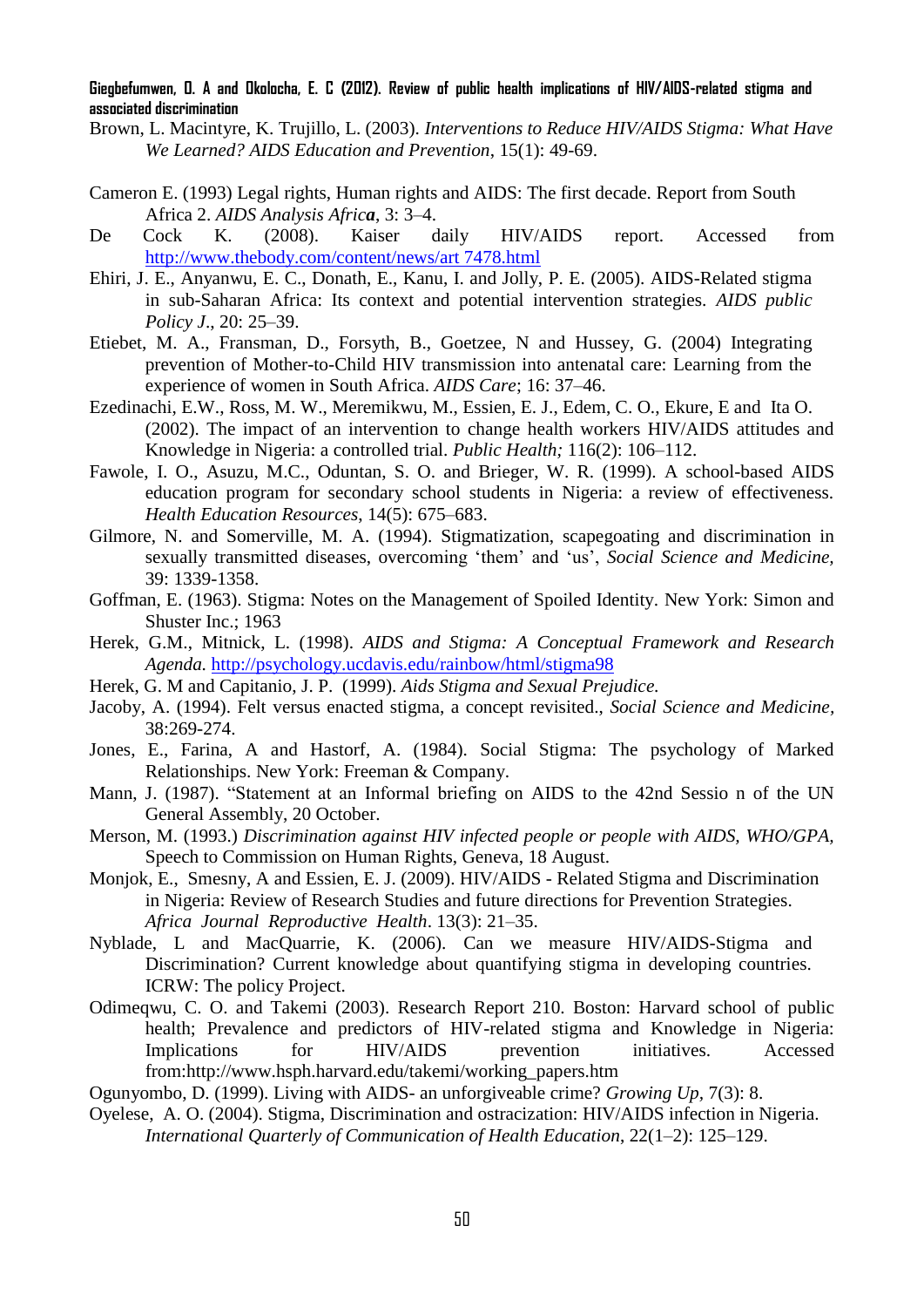Brown, L. Macintyre, K. Trujillo, L. (2003). *Interventions to Reduce HIV/AIDS Stigma: What Have We Learned? AIDS Education and Prevention*, 15(1): 49-69.

Cameron E. (1993) Legal rights, Human rights and AIDS: The first decade. Report from South Africa 2. *AIDS Analysis Africa*, 3: 3–4.

De Cock K. (2008). Kaiser daily HIV/AIDS report. Accessed from http://www.thebody.com/content/news/art 7478.html

Ehiri, J. E., Anyanwu, E. C., Donath, E., Kanu, I. and Jolly, P. E. (2005). AIDS-Related stigma in sub-Saharan Africa: Its context and potential intervention strategies. *AIDS public Policy J*., 20: 25–39.

Etiebet, M. A., Fransman, D., Forsyth, B., Goetzee, N and Hussey, G. (2004) Integrating prevention of Mother-to-Child HIV transmission into antenatal care: Learning from the experience of women in South Africa. *AIDS Care*; 16: 37–46.

Ezedinachi, E.W., Ross, M. W., Meremikwu, M., Essien, E. J., Edem, C. O., Ekure, E and Ita O. (2002). The impact of an intervention to change health workers HIV/AIDS attitudes and Knowledge in Nigeria: a controlled trial. *Public Health;* 116(2): 106–112.

Fawole, I. O., Asuzu, M.C., Oduntan, S. O. and Brieger, W. R. (1999). A school-based AIDS education program for secondary school students in Nigeria: a review of effectiveness. *Health Education Resources*, 14(5): 675–683.

Gilmore, N. and Somerville, M. A. (1994). Stigmatization, scapegoating and discrimination in sexually transmitted diseases, overcoming 'them' and 'us', *Social Science and Medicine*, 39: 1339-1358.

Goffman, E. (1963). Stigma: Notes on the Management of Spoiled Identity. New York: Simon and Shuster Inc.; 1963

Herek, G.M., Mitnick, L. (1998). *AIDS and Stigma: A Conceptual Framework and Research Agenda.* http://psychology.ucdavis.edu/rainbow/html/stigma98

Herek, G. M and Capitanio, J. P. (1999). *Aids Stigma and Sexual Prejudice.*

Jacoby, A. (1994). Felt versus enacted stigma, a concept revisited., *Social Science and Medicine*, 38:269-274.

Jones, E., Farina, A and Hastorf, A. (1984). Social Stigma: The psychology of Marked Relationships. New York: Freeman & Company.

Mann, J. (1987). "Statement at an Informal briefing on AIDS to the 42nd Sessio n of the UN General Assembly, 20 October.

Merson, M. (1993.) *Discrimination against HIV infected people or people with AIDS, WHO/GPA*, Speech to Commission on Human Rights, Geneva, 18 August.

Monjok, E., Smesny, A and Essien, E. J. (2009). HIV/AIDS - Related Stigma and Discrimination in Nigeria: Review of Research Studies and future directions for Prevention Strategies. *Africa Journal Reproductive Health*. 13(3): 21–35.

Nyblade, L and MacQuarrie, K. (2006). Can we measure HIV/AIDS-Stigma and Discrimination? Current knowledge about quantifying stigma in developing countries. ICRW: The policy Project.

Odimeqwu, C. O. and Takemi (2003). Research Report 210. Boston: Harvard school of public health; Prevalence and predictors of HIV-related stigma and Knowledge in Nigeria: Implications for HIV/AIDS prevention initiatives. Accessed from:http://www.hsph.harvard.edu/takemi/working_papers.htm

Ogunyombo, D. (1999). Living with AIDS- an unforgiveable crime? *Growing Up*, 7(3): 8.

Oyelese, A. O. (2004). Stigma, Discrimination and ostracization: HIV/AIDS infection in Nigeria. *International Quarterly of Communication of Health Education*, 22(1–2): 125–129.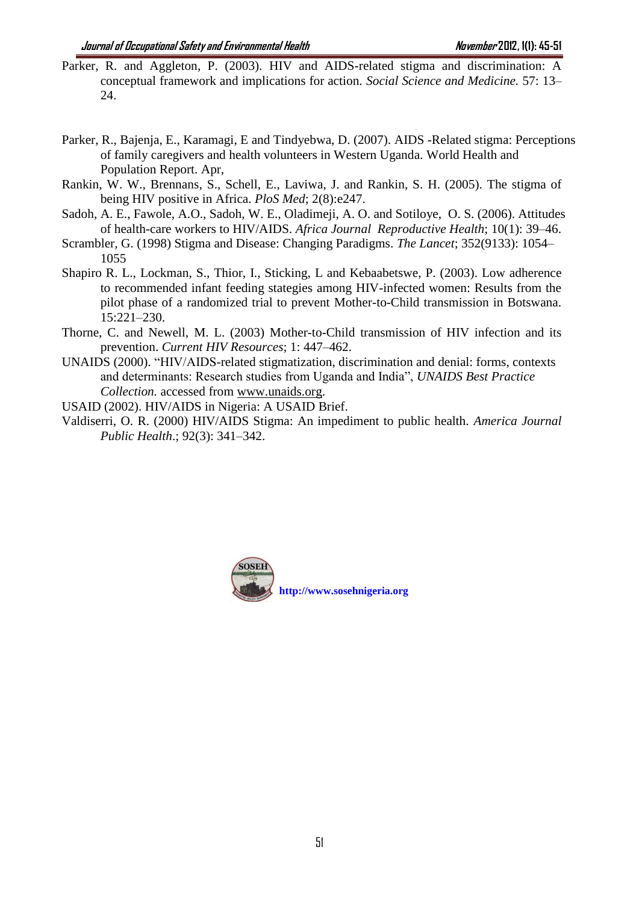Parker, R. and Aggleton, P. (2003). HIV and AIDS-related stigma and discrimination: A conceptual framework and implications for action. *Social Science and Medicine.* 57: 13–24.

Parker, R., Bajenja, E., Karamagi, E and Tindyebwa, D. (2007). AIDS -Related stigma: Perceptions of family caregivers and health volunteers in Western Uganda. World Health and Population Report. Apr,

Rankin, W. W., Brennans, S., Schell, E., Laviwa, J. and Rankin, S. H. (2005). The stigma of being HIV positive in Africa. *PloS Med*; 2(8):e247.

Sadoh, A. E., Fawole, A.O., Sadoh, W. E., Oladimeji, A. O. and Sotiloye, O. S. (2006). Attitudes of health-care workers to HIV/AIDS. *Africa Journal Reproductive Health*; 10(1): 39–46.

Scrambler, G. (1998) Stigma and Disease: Changing Paradigms. *The Lancet*; 352(9133): 1054–1055

Shapiro R. L., Lockman, S., Thior, I., Sticking, L and Kebaabetswe, P. (2003). Low adherence to recommended infant feeding stategies among HIV-infected women: Results from the pilot phase of a randomized trial to prevent Mother-to-Child transmission in Botswana. 15:221–230.

Thorne, C. and Newell, M. L. (2003) Mother-to-Child transmission of HIV infection and its prevention. *Current HIV Resources*; 1: 447–462.

UNAIDS (2000). "HIV/AIDS-related stigmatization, discrimination and denial: forms, contexts and determinants: Research studies from Uganda and India", *UNAIDS Best Practice Collection.* accessed from www.unaids.org.

USAID (2002). HIV/AIDS in Nigeria: A USAID Brief.

Valdiserri, O. R. (2000) HIV/AIDS Stigma: An impediment to public health. *America Journal Public Health*.; 92(3): 341–342.

**http://www.sosehnigeria.org**